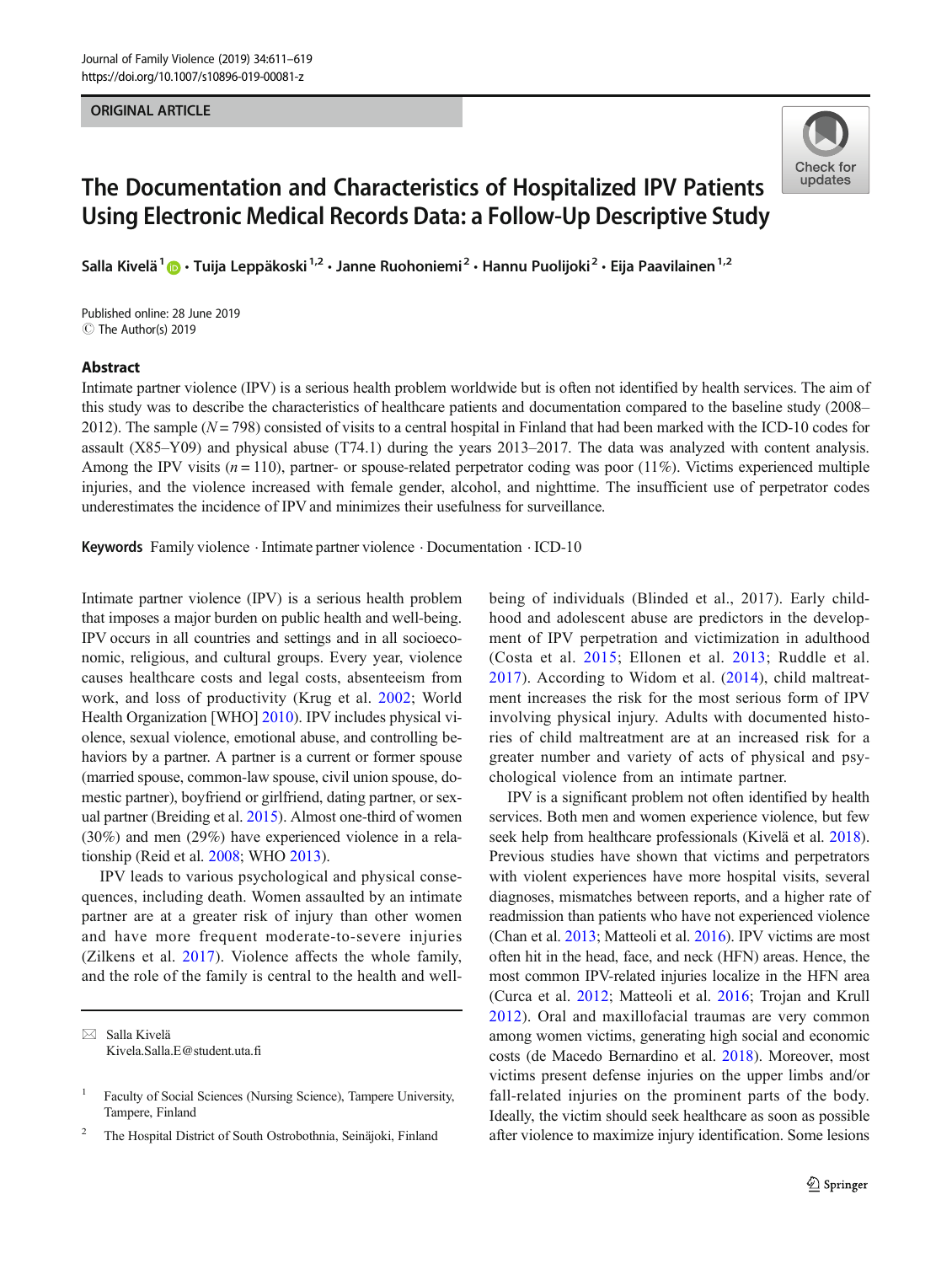ORIGINAL ARTICLE

# The Documentation and Characteristics of Hospitalized IPV Patients Using Electronic Medical Records Data: a Follow-Up Descriptive Study

Salla Kivelä[1] · Tuija Leppäkoski[1,2] · Janne Ruohoniemi[2] · Hannu Puolijoki[2] · Eija Paavilainen[1,2]

Published online: 28 June 2019
© The Author(s) 2019

## Abstract

Intimate partner violence (IPV) is a serious health problem worldwide but is often not identified by health services. The aim of this study was to describe the characteristics of healthcare patients and documentation compared to the baseline study (2008–2012). The sample ($N = 798$) consisted of visits to a central hospital in Finland that had been marked with the ICD-10 codes for assault (X85–Y09) and physical abuse (T74.1) during the years 2013–2017. The data was analyzed with content analysis. Among the IPV visits ($n = 110$), partner- or spouse-related perpetrator coding was poor (11%). Victims experienced multiple injuries, and the violence increased with female gender, alcohol, and nighttime. The insufficient use of perpetrator codes underestimates the incidence of IPV and minimizes their usefulness for surveillance.

**Keywords** Family violence · Intimate partner violence · Documentation · ICD-10

Intimate partner violence (IPV) is a serious health problem that imposes a major burden on public health and well-being. IPV occurs in all countries and settings and in all socioeconomic, religious, and cultural groups. Every year, violence causes healthcare costs and legal costs, absenteeism from work, and loss of productivity (Krug et al. 2002; World Health Organization [WHO] 2010). IPV includes physical violence, sexual violence, emotional abuse, and controlling behaviors by a partner. A partner is a current or former spouse (married spouse, common-law spouse, civil union spouse, domestic partner), boyfriend or girlfriend, dating partner, or sexual partner (Breiding et al. 2015). Almost one-third of women (30%) and men (29%) have experienced violence in a relationship (Reid et al. 2008; WHO 2013).

IPV leads to various psychological and physical consequences, including death. Women assaulted by an intimate partner are at a greater risk of injury than other women and have more frequent moderate-to-severe injuries (Zilkens et al. 2017). Violence affects the whole family, and the role of the family is central to the health and well-being of individuals (Blinded et al., 2017). Early childhood and adolescent abuse are predictors in the development of IPV perpetration and victimization in adulthood (Costa et al. 2015; Ellonen et al. 2013; Ruddle et al. 2017). According to Widom et al. (2014), child maltreatment increases the risk for the most serious form of IPV involving physical injury. Adults with documented histories of child maltreatment are at an increased risk for a greater number and variety of acts of physical and psychological violence from an intimate partner.

IPV is a significant problem not often identified by health services. Both men and women experience violence, but few seek help from healthcare professionals (Kivelä et al. 2018). Previous studies have shown that victims and perpetrators with violent experiences have more hospital visits, several diagnoses, mismatches between reports, and a higher rate of readmission than patients who have not experienced violence (Chan et al. 2013; Matteoli et al. 2016). IPV victims are most often hit in the head, face, and neck (HFN) areas. Hence, the most common IPV-related injuries localize in the HFN area (Curca et al. 2012; Matteoli et al. 2016; Trojan and Krull 2012). Oral and maxillofacial traumas are very common among women victims, generating high social and economic costs (de Macedo Bernardino et al. 2018). Moreover, most victims present defense injuries on the upper limbs and/or fall-related injuries on the prominent parts of the body. Ideally, the victim should seek healthcare as soon as possible after violence to maximize injury identification. Some lesions

---

✉ Salla Kivelä
Kivela.Salla.E@student.uta.fi

[1] Faculty of Social Sciences (Nursing Science), Tampere University, Tampere, Finland

[2] The Hospital District of South Ostrobothnia, Seinäjoki, Finland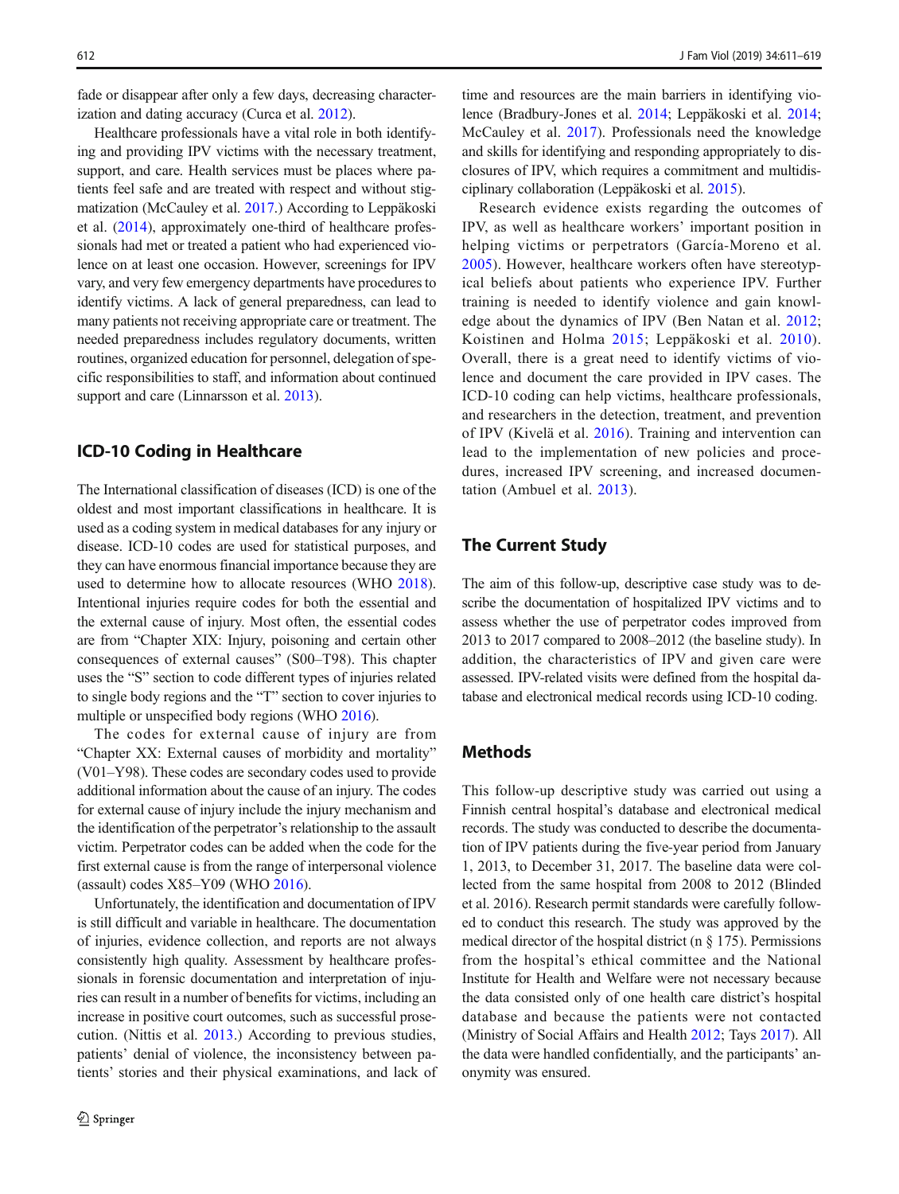fade or disappear after only a few days, decreasing characterization and dating accuracy (Curca et al. 2012).

Healthcare professionals have a vital role in both identifying and providing IPV victims with the necessary treatment, support, and care. Health services must be places where patients feel safe and are treated with respect and without stigmatization (McCauley et al. 2017.) According to Leppäkoski et al. (2014), approximately one-third of healthcare professionals had met or treated a patient who had experienced violence on at least one occasion. However, screenings for IPV vary, and very few emergency departments have procedures to identify victims. A lack of general preparedness, can lead to many patients not receiving appropriate care or treatment. The needed preparedness includes regulatory documents, written routines, organized education for personnel, delegation of specific responsibilities to staff, and information about continued support and care (Linnarsson et al. 2013).

## ICD-10 Coding in Healthcare

The International classification of diseases (ICD) is one of the oldest and most important classifications in healthcare. It is used as a coding system in medical databases for any injury or disease. ICD-10 codes are used for statistical purposes, and they can have enormous financial importance because they are used to determine how to allocate resources (WHO 2018). Intentional injuries require codes for both the essential and the external cause of injury. Most often, the essential codes are from "Chapter XIX: Injury, poisoning and certain other consequences of external causes" (S00–T98). This chapter uses the "S" section to code different types of injuries related to single body regions and the "T" section to cover injuries to multiple or unspecified body regions (WHO 2016).

The codes for external cause of injury are from "Chapter XX: External causes of morbidity and mortality" (V01–Y98). These codes are secondary codes used to provide additional information about the cause of an injury. The codes for external cause of injury include the injury mechanism and the identification of the perpetrator's relationship to the assault victim. Perpetrator codes can be added when the code for the first external cause is from the range of interpersonal violence (assault) codes X85–Y09 (WHO 2016).

Unfortunately, the identification and documentation of IPV is still difficult and variable in healthcare. The documentation of injuries, evidence collection, and reports are not always consistently high quality. Assessment by healthcare professionals in forensic documentation and interpretation of injuries can result in a number of benefits for victims, including an increase in positive court outcomes, such as successful prosecution. (Nittis et al. 2013.) According to previous studies, patients' denial of violence, the inconsistency between patients' stories and their physical examinations, and lack of time and resources are the main barriers in identifying violence (Bradbury-Jones et al. 2014; Leppäkoski et al. 2014; McCauley et al. 2017). Professionals need the knowledge and skills for identifying and responding appropriately to disclosures of IPV, which requires a commitment and multidisciplinary collaboration (Leppäkoski et al. 2015).

Research evidence exists regarding the outcomes of IPV, as well as healthcare workers' important position in helping victims or perpetrators (García-Moreno et al. 2005). However, healthcare workers often have stereotypical beliefs about patients who experience IPV. Further training is needed to identify violence and gain knowledge about the dynamics of IPV (Ben Natan et al. 2012; Koistinen and Holma 2015; Leppäkoski et al. 2010). Overall, there is a great need to identify victims of violence and document the care provided in IPV cases. The ICD-10 coding can help victims, healthcare professionals, and researchers in the detection, treatment, and prevention of IPV (Kivelä et al. 2016). Training and intervention can lead to the implementation of new policies and procedures, increased IPV screening, and increased documentation (Ambuel et al. 2013).

## The Current Study

The aim of this follow-up, descriptive case study was to describe the documentation of hospitalized IPV victims and to assess whether the use of perpetrator codes improved from 2013 to 2017 compared to 2008–2012 (the baseline study). In addition, the characteristics of IPV and given care were assessed. IPV-related visits were defined from the hospital database and electronical medical records using ICD-10 coding.

## Methods

This follow-up descriptive study was carried out using a Finnish central hospital's database and electronical medical records. The study was conducted to describe the documentation of IPV patients during the five-year period from January 1, 2013, to December 31, 2017. The baseline data were collected from the same hospital from 2008 to 2012 (Blinded et al. 2016). Research permit standards were carefully followed to conduct this research. The study was approved by the medical director of the hospital district (n § 175). Permissions from the hospital's ethical committee and the National Institute for Health and Welfare were not necessary because the data consisted only of one health care district's hospital database and because the patients were not contacted (Ministry of Social Affairs and Health 2012; Tays 2017). All the data were handled confidentially, and the participants' anonymity was ensured.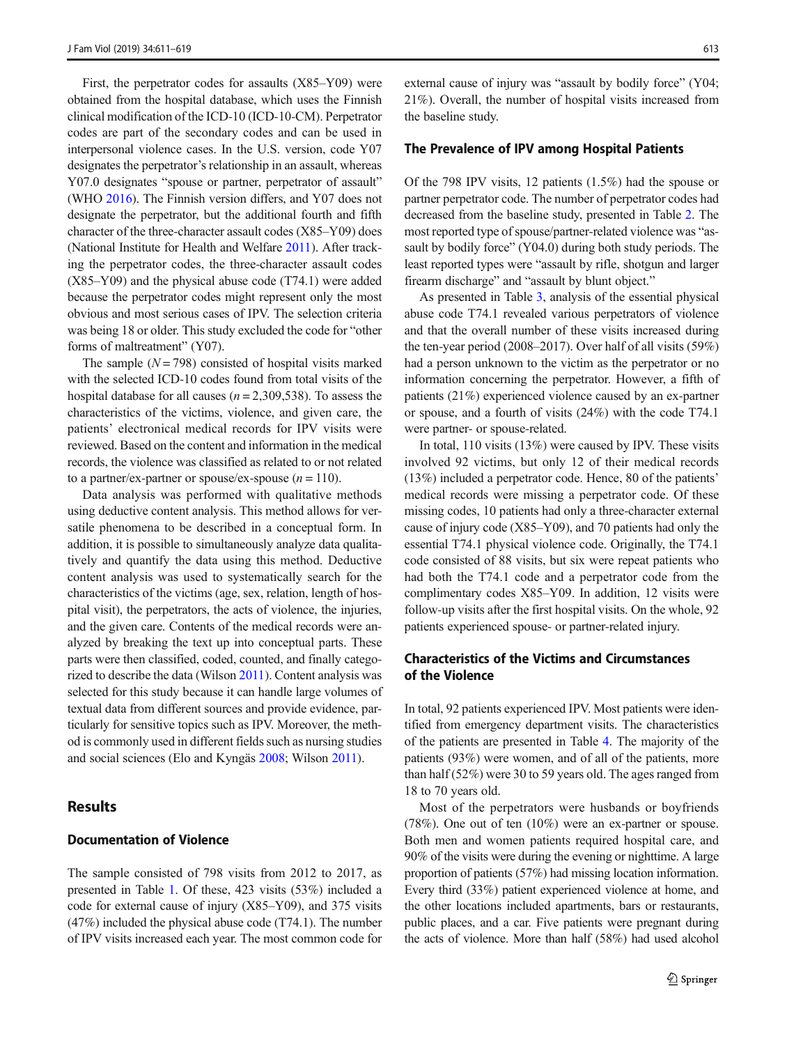First, the perpetrator codes for assaults (X85–Y09) were obtained from the hospital database, which uses the Finnish clinical modification of the ICD-10 (ICD-10-CM). Perpetrator codes are part of the secondary codes and can be used in interpersonal violence cases. In the U.S. version, code Y07 designates the perpetrator's relationship in an assault, whereas Y07.0 designates "spouse or partner, perpetrator of assault" (WHO 2016). The Finnish version differs, and Y07 does not designate the perpetrator, but the additional fourth and fifth character of the three-character assault codes (X85–Y09) does (National Institute for Health and Welfare 2011). After tracking the perpetrator codes, the three-character assault codes (X85–Y09) and the physical abuse code (T74.1) were added because the perpetrator codes might represent only the most obvious and most serious cases of IPV. The selection criteria was being 18 or older. This study excluded the code for "other forms of maltreatment" (Y07).

The sample ($N = 798$) consisted of hospital visits marked with the selected ICD-10 codes found from total visits of the hospital database for all causes ($n = 2{,}309{,}538$). To assess the characteristics of the victims, violence, and given care, the patients' electronical medical records for IPV visits were reviewed. Based on the content and information in the medical records, the violence was classified as related to or not related to a partner/ex-partner or spouse/ex-spouse ($n = 110$).

Data analysis was performed with qualitative methods using deductive content analysis. This method allows for versatile phenomena to be described in a conceptual form. In addition, it is possible to simultaneously analyze data qualitatively and quantify the data using this method. Deductive content analysis was used to systematically search for the characteristics of the victims (age, sex, relation, length of hospital visit), the perpetrators, the acts of violence, the injuries, and the given care. Contents of the medical records were analyzed by breaking the text up into conceptual parts. These parts were then classified, coded, counted, and finally categorized to describe the data (Wilson 2011). Content analysis was selected for this study because it can handle large volumes of textual data from different sources and provide evidence, particularly for sensitive topics such as IPV. Moreover, the method is commonly used in different fields such as nursing studies and social sciences (Elo and Kyngäs 2008; Wilson 2011).

## Results

### Documentation of Violence

The sample consisted of 798 visits from 2012 to 2017, as presented in Table 1. Of these, 423 visits (53%) included a code for external cause of injury (X85–Y09), and 375 visits (47%) included the physical abuse code (T74.1). The number of IPV visits increased each year. The most common code for external cause of injury was "assault by bodily force" (Y04; 21%). Overall, the number of hospital visits increased from the baseline study.

### The Prevalence of IPV among Hospital Patients

Of the 798 IPV visits, 12 patients (1.5%) had the spouse or partner perpetrator code. The number of perpetrator codes had decreased from the baseline study, presented in Table 2. The most reported type of spouse/partner-related violence was "assault by bodily force" (Y04.0) during both study periods. The least reported types were "assault by rifle, shotgun and larger firearm discharge" and "assault by blunt object."

As presented in Table 3, analysis of the essential physical abuse code T74.1 revealed various perpetrators of violence and that the overall number of these visits increased during the ten-year period (2008–2017). Over half of all visits (59%) had a person unknown to the victim as the perpetrator or no information concerning the perpetrator. However, a fifth of patients (21%) experienced violence caused by an ex-partner or spouse, and a fourth of visits (24%) with the code T74.1 were partner- or spouse-related.

In total, 110 visits (13%) were caused by IPV. These visits involved 92 victims, but only 12 of their medical records (13%) included a perpetrator code. Hence, 80 of the patients' medical records were missing a perpetrator code. Of these missing codes, 10 patients had only a three-character external cause of injury code (X85–Y09), and 70 patients had only the essential T74.1 physical violence code. Originally, the T74.1 code consisted of 88 visits, but six were repeat patients who had both the T74.1 code and a perpetrator code from the complimentary codes X85–Y09. In addition, 12 visits were follow-up visits after the first hospital visits. On the whole, 92 patients experienced spouse- or partner-related injury.

### Characteristics of the Victims and Circumstances of the Violence

In total, 92 patients experienced IPV. Most patients were identified from emergency department visits. The characteristics of the patients are presented in Table 4. The majority of the patients (93%) were women, and of all of the patients, more than half (52%) were 30 to 59 years old. The ages ranged from 18 to 70 years old.

Most of the perpetrators were husbands or boyfriends (78%). One out of ten (10%) were an ex-partner or spouse. Both men and women patients required hospital care, and 90% of the visits were during the evening or nighttime. A large proportion of patients (57%) had missing location information. Every third (33%) patient experienced violence at home, and the other locations included apartments, bars or restaurants, public places, and a car. Five patients were pregnant during the acts of violence. More than half (58%) had used alcohol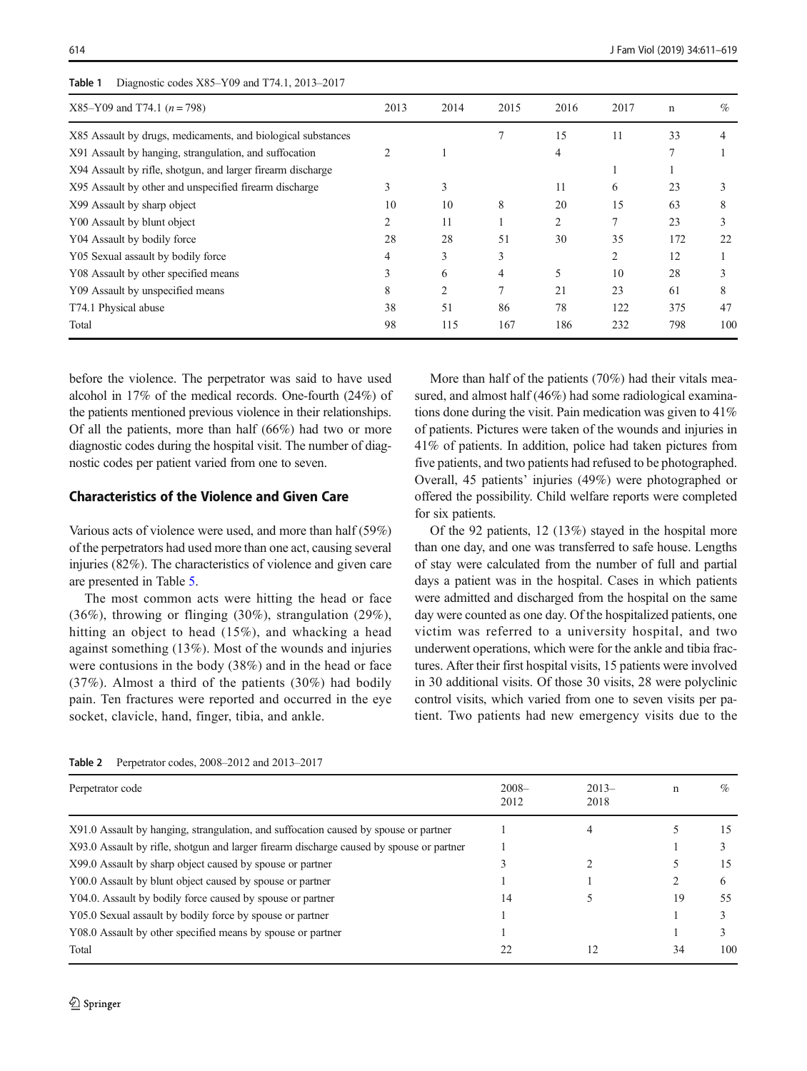Table 1 Diagnostic codes X85–Y09 and T74.1, 2013–2017

| X85–Y09 and T74.1 (*n* = 798) | 2013 | 2014 | 2015 | 2016 | 2017 | n | % |
|---|---|---|---|---|---|---|---|
| X85 Assault by drugs, medicaments, and biological substances | | | 7 | 15 | 11 | 33 | 4 |
| X91 Assault by hanging, strangulation, and suffocation | 2 | 1 | | 4 | | 7 | 1 |
| X94 Assault by rifle, shotgun, and larger firearm discharge | | | | | 1 | 1 | |
| X95 Assault by other and unspecified firearm discharge | 3 | 3 | | 11 | 6 | 23 | 3 |
| X99 Assault by sharp object | 10 | 10 | 8 | 20 | 15 | 63 | 8 |
| Y00 Assault by blunt object | 2 | 11 | 1 | 2 | 7 | 23 | 3 |
| Y04 Assault by bodily force | 28 | 28 | 51 | 30 | 35 | 172 | 22 |
| Y05 Sexual assault by bodily force | 4 | 3 | 3 | | 2 | 12 | 1 |
| Y08 Assault by other specified means | 3 | 6 | 4 | 5 | 10 | 28 | 3 |
| Y09 Assault by unspecified means | 8 | 2 | 7 | 21 | 23 | 61 | 8 |
| T74.1 Physical abuse | 38 | 51 | 86 | 78 | 122 | 375 | 47 |
| Total | 98 | 115 | 167 | 186 | 232 | 798 | 100 |

before the violence. The perpetrator was said to have used alcohol in 17% of the medical records. One-fourth (24%) of the patients mentioned previous violence in their relationships. Of all the patients, more than half (66%) had two or more diagnostic codes during the hospital visit. The number of diagnostic codes per patient varied from one to seven.

## Characteristics of the Violence and Given Care

Various acts of violence were used, and more than half (59%) of the perpetrators had used more than one act, causing several injuries (82%). The characteristics of violence and given care are presented in Table 5.

The most common acts were hitting the head or face (36%), throwing or flinging (30%), strangulation (29%), hitting an object to head (15%), and whacking a head against something (13%). Most of the wounds and injuries were contusions in the body (38%) and in the head or face (37%). Almost a third of the patients (30%) had bodily pain. Ten fractures were reported and occurred in the eye socket, clavicle, hand, finger, tibia, and ankle.

More than half of the patients (70%) had their vitals measured, and almost half (46%) had some radiological examinations done during the visit. Pain medication was given to 41% of patients. Pictures were taken of the wounds and injuries in 41% of patients. In addition, police had taken pictures from five patients, and two patients had refused to be photographed. Overall, 45 patients' injuries (49%) were photographed or offered the possibility. Child welfare reports were completed for six patients.

Of the 92 patients, 12 (13%) stayed in the hospital more than one day, and one was transferred to safe house. Lengths of stay were calculated from the number of full and partial days a patient was in the hospital. Cases in which patients were admitted and discharged from the hospital on the same day were counted as one day. Of the hospitalized patients, one victim was referred to a university hospital, and two underwent operations, which were for the ankle and tibia fractures. After their first hospital visits, 15 patients were involved in 30 additional visits. Of those 30 visits, 28 were polyclinic control visits, which varied from one to seven visits per patient. Two patients had new emergency visits due to the

Table 2 Perpetrator codes, 2008–2012 and 2013–2017

| Perpetrator code | 2008–2012 | 2013–2018 | n | % |
|---|---|---|---|---|
| X91.0 Assault by hanging, strangulation, and suffocation caused by spouse or partner | 1 | 4 | 5 | 15 |
| X93.0 Assault by rifle, shotgun and larger firearm discharge caused by spouse or partner | 1 | | 1 | 3 |
| X99.0 Assault by sharp object caused by spouse or partner | 3 | 2 | 5 | 15 |
| Y00.0 Assault by blunt object caused by spouse or partner | 1 | 1 | 2 | 6 |
| Y04.0. Assault by bodily force caused by spouse or partner | 14 | 5 | 19 | 55 |
| Y05.0 Sexual assault by bodily force by spouse or partner | 1 | | 1 | 3 |
| Y08.0 Assault by other specified means by spouse or partner | 1 | | 1 | 3 |
| Total | 22 | 12 | 34 | 100 |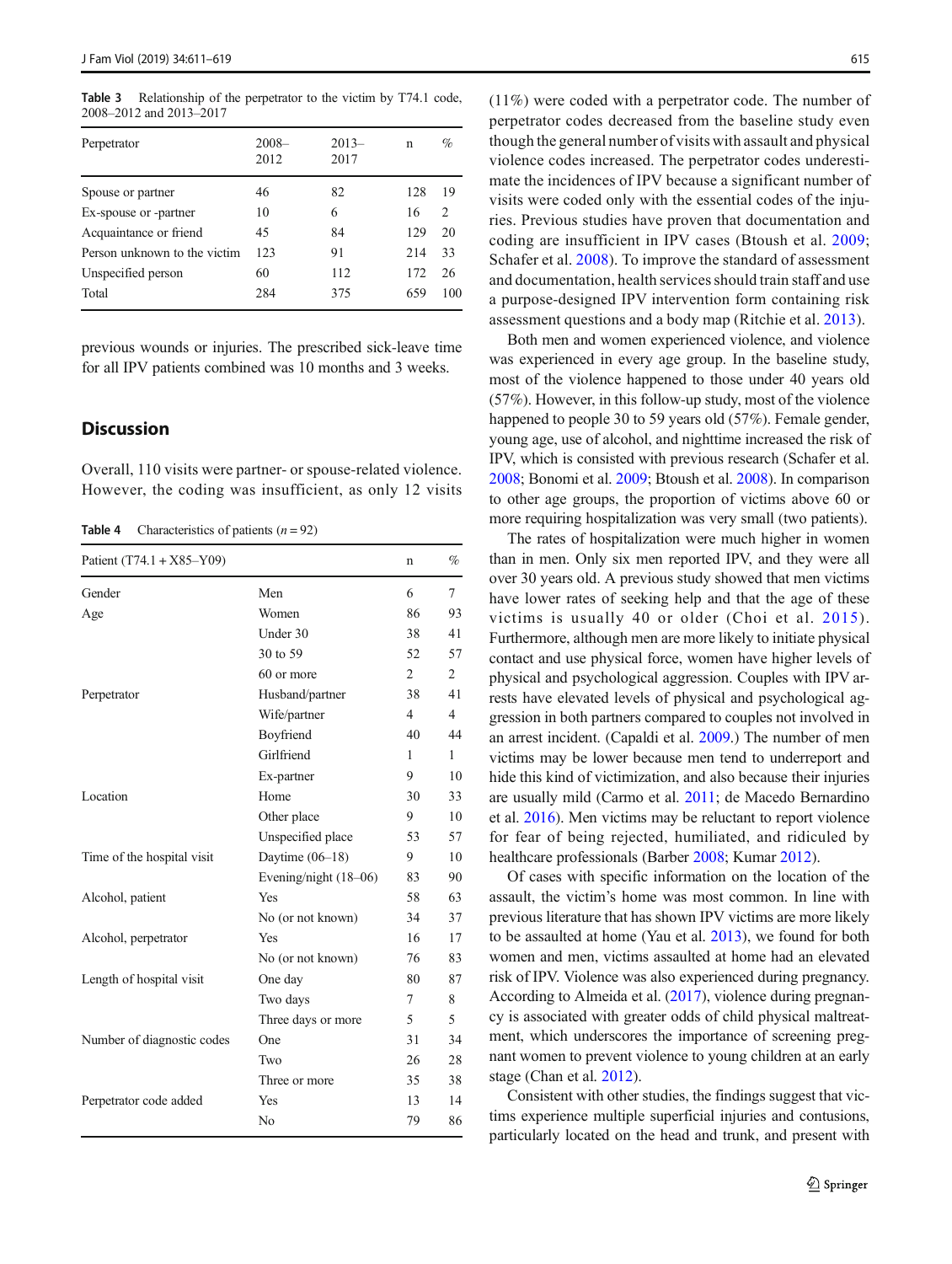Table 3 Relationship of the perpetrator to the victim by T74.1 code, 2008–2012 and 2013–2017

| Perpetrator | 2008–2012 | 2013–2017 | n | % |
|---|---|---|---|---|
| Spouse or partner | 46 | 82 | 128 | 19 |
| Ex-spouse or -partner | 10 | 6 | 16 | 2 |
| Acquaintance or friend | 45 | 84 | 129 | 20 |
| Person unknown to the victim | 123 | 91 | 214 | 33 |
| Unspecified person | 60 | 112 | 172 | 26 |
| Total | 284 | 375 | 659 | 100 |

previous wounds or injuries. The prescribed sick-leave time for all IPV patients combined was 10 months and 3 weeks.

## Discussion

Overall, 110 visits were partner- or spouse-related violence. However, the coding was insufficient, as only 12 visits (11%) were coded with a perpetrator code. The number of perpetrator codes decreased from the baseline study even though the general number of visits with assault and physical violence codes increased. The perpetrator codes underestimate the incidences of IPV because a significant number of visits were coded only with the essential codes of the injuries. Previous studies have proven that documentation and coding are insufficient in IPV cases (Btoush et al. 2009; Schafer et al. 2008). To improve the standard of assessment and documentation, health services should train staff and use a purpose-designed IPV intervention form containing risk assessment questions and a body map (Ritchie et al. 2013).

Table 4 Characteristics of patients ($n = 92$)

| Patient (T74.1 + X85–Y09) | | n | % |
|---|---|---|---|
| Gender | Men | 6 | 7 |
| | Women | 86 | 93 |
| Age | Under 30 | 38 | 41 |
| | 30 to 59 | 52 | 57 |
| | 60 or more | 2 | 2 |
| Perpetrator | Husband/partner | 38 | 41 |
| | Wife/partner | 4 | 4 |
| | Boyfriend | 40 | 44 |
| | Girlfriend | 1 | 1 |
| | Ex-partner | 9 | 10 |
| Location | Home | 30 | 33 |
| | Other place | 9 | 10 |
| | Unspecified place | 53 | 57 |
| Time of the hospital visit | Daytime (06–18) | 9 | 10 |
| | Evening/night (18–06) | 83 | 90 |
| Alcohol, patient | Yes | 58 | 63 |
| | No (or not known) | 34 | 37 |
| Alcohol, perpetrator | Yes | 16 | 17 |
| | No (or not known) | 76 | 83 |
| Length of hospital visit | One day | 80 | 87 |
| | Two days | 7 | 8 |
| | Three days or more | 5 | 5 |
| Number of diagnostic codes | One | 31 | 34 |
| | Two | 26 | 28 |
| | Three or more | 35 | 38 |
| Perpetrator code added | Yes | 13 | 14 |
| | No | 79 | 86 |

Both men and women experienced violence, and violence was experienced in every age group. In the baseline study, most of the violence happened to those under 40 years old (57%). However, in this follow-up study, most of the violence happened to people 30 to 59 years old (57%). Female gender, young age, use of alcohol, and nighttime increased the risk of IPV, which is consisted with previous research (Schafer et al. 2008; Bonomi et al. 2009; Btoush et al. 2008). In comparison to other age groups, the proportion of victims above 60 or more requiring hospitalization was very small (two patients).

The rates of hospitalization were much higher in women than in men. Only six men reported IPV, and they were all over 30 years old. A previous study showed that men victims have lower rates of seeking help and that the age of these victims is usually 40 or older (Choi et al. 2015). Furthermore, although men are more likely to initiate physical contact and use physical force, women have higher levels of physical and psychological aggression. Couples with IPV arrests have elevated levels of physical and psychological aggression in both partners compared to couples not involved in an arrest incident. (Capaldi et al. 2009.) The number of men victims may be lower because men tend to underreport and hide this kind of victimization, and also because their injuries are usually mild (Carmo et al. 2011; de Macedo Bernardino et al. 2016). Men victims may be reluctant to report violence for fear of being rejected, humiliated, and ridiculed by healthcare professionals (Barber 2008; Kumar 2012).

Of cases with specific information on the location of the assault, the victim's home was most common. In line with previous literature that has shown IPV victims are more likely to be assaulted at home (Yau et al. 2013), we found for both women and men, victims assaulted at home had an elevated risk of IPV. Violence was also experienced during pregnancy. According to Almeida et al. (2017), violence during pregnancy is associated with greater odds of child physical maltreatment, which underscores the importance of screening pregnant women to prevent violence to young children at an early stage (Chan et al. 2012).

Consistent with other studies, the findings suggest that victims experience multiple superficial injuries and contusions, particularly located on the head and trunk, and present with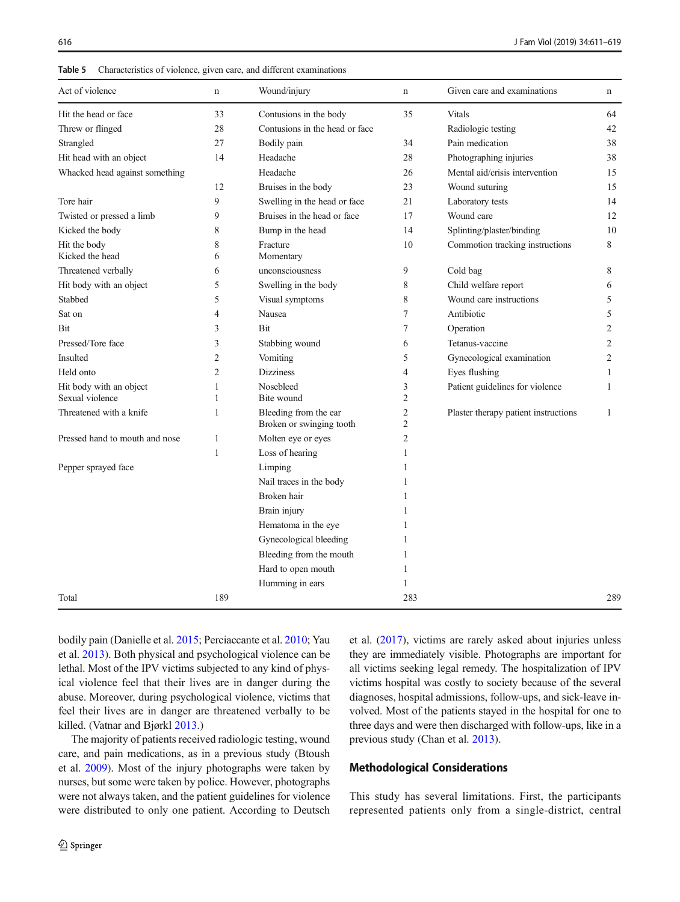**Table 5** Characteristics of violence, given care, and different examinations

| Act of violence | n | Wound/injury | n | Given care and examinations | n |
|---|---|---|---|---|---|
| Hit the head or face | 33 | Contusions in the body | 35 | Vitals | 64 |
| Threw or flinged | 28 | Contusions in the head or face | | Radiologic testing | 42 |
| Strangled | 27 | Bodily pain | 34 | Pain medication | 38 |
| Hit head with an object | 14 | Headache | 28 | Photographing injuries | 38 |
| Whacked head against something | | Headache | 26 | Mental aid/crisis intervention | 15 |
| | 12 | Bruises in the body | 23 | Wound suturing | 15 |
| Tore hair | 9 | Swelling in the head or face | 21 | Laboratory tests | 14 |
| Twisted or pressed a limb | 9 | Bruises in the head or face | 17 | Wound care | 12 |
| Kicked the body | 8 | Bump in the head | 14 | Splinting/plaster/binding | 10 |
| Hit the body | 8 | Fracture | 10 | Commotion tracking instructions | 8 |
| Kicked the head | 6 | Momentary | | | |
| Threatened verbally | 6 | unconsciousness | 9 | Cold bag | 8 |
| Hit body with an object | 5 | Swelling in the body | 8 | Child welfare report | 6 |
| Stabbed | 5 | Visual symptoms | 8 | Wound care instructions | 5 |
| Sat on | 4 | Nausea | 7 | Antibiotic | 5 |
| Bit | 3 | Bit | 7 | Operation | 2 |
| Pressed/Tore face | 3 | Stabbing wound | 6 | Tetanus-vaccine | 2 |
| Insulted | 2 | Vomiting | 5 | Gynecological examination | 2 |
| Held onto | 2 | Dizziness | 4 | Eyes flushing | 1 |
| Hit body with an object | 1 | Nosebleed | 3 | Patient guidelines for violence | 1 |
| Sexual violence | 1 | Bite wound | 2 | | |
| Threatened with a knife | 1 | Bleeding from the ear | 2 | Plaster therapy patient instructions | 1 |
| | | Broken or swinging tooth | 2 | | |
| Pressed hand to mouth and nose | 1 | Molten eye or eyes | 2 | | |
| | 1 | Loss of hearing | 1 | | |
| Pepper sprayed face | | Limping | 1 | | |
| | | Nail traces in the body | 1 | | |
| | | Broken hair | 1 | | |
| | | Brain injury | 1 | | |
| | | Hematoma in the eye | 1 | | |
| | | Gynecological bleeding | 1 | | |
| | | Bleeding from the mouth | 1 | | |
| | | Hard to open mouth | 1 | | |
| | | Humming in ears | 1 | | |
| Total | 189 | | 283 | | 289 |

bodily pain (Danielle et al. 2015; Perciaccante et al. 2010; Yau et al. 2013). Both physical and psychological violence can be lethal. Most of the IPV victims subjected to any kind of physical violence feel that their lives are in danger during the abuse. Moreover, during psychological violence, victims that feel their lives are in danger are threatened verbally to be killed. (Vatnar and Bjørkl 2013.)

The majority of patients received radiologic testing, wound care, and pain medications, as in a previous study (Btoush et al. 2009). Most of the injury photographs were taken by nurses, but some were taken by police. However, photographs were not always taken, and the patient guidelines for violence were distributed to only one patient. According to Deutsch et al. (2017), victims are rarely asked about injuries unless they are immediately visible. Photographs are important for all victims seeking legal remedy. The hospitalization of IPV victims hospital was costly to society because of the several diagnoses, hospital admissions, follow-ups, and sick-leave involved. Most of the patients stayed in the hospital for one to three days and were then discharged with follow-ups, like in a previous study (Chan et al. 2013).

## Methodological Considerations

This study has several limitations. First, the participants represented patients only from a single-district, central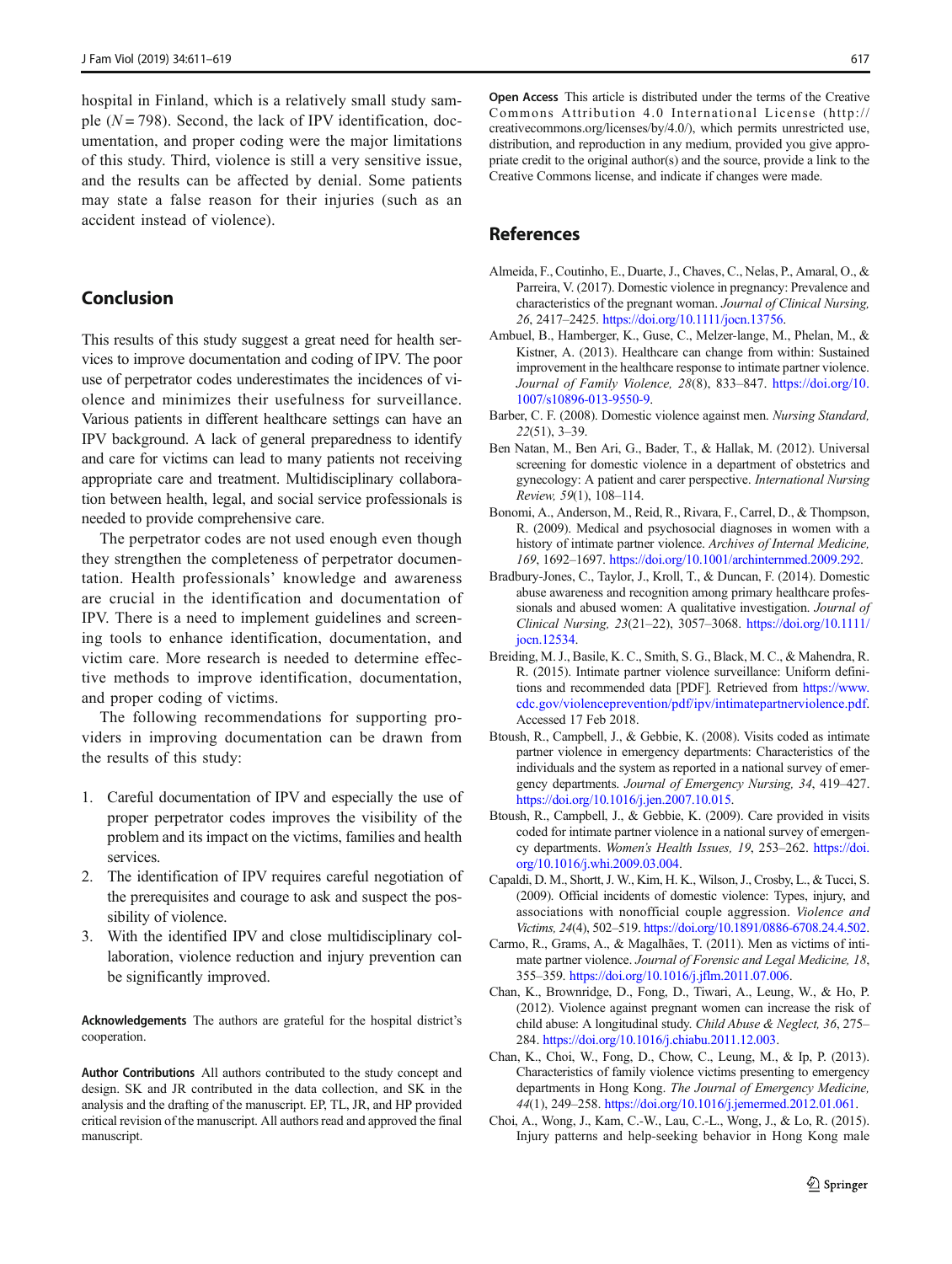hospital in Finland, which is a relatively small study sample ($N = 798$). Second, the lack of IPV identification, documentation, and proper coding were the major limitations of this study. Third, violence is still a very sensitive issue, and the results can be affected by denial. Some patients may state a false reason for their injuries (such as an accident instead of violence).

## Conclusion

This results of this study suggest a great need for health services to improve documentation and coding of IPV. The poor use of perpetrator codes underestimates the incidences of violence and minimizes their usefulness for surveillance. Various patients in different healthcare settings can have an IPV background. A lack of general preparedness to identify and care for victims can lead to many patients not receiving appropriate care and treatment. Multidisciplinary collaboration between health, legal, and social service professionals is needed to provide comprehensive care.

The perpetrator codes are not used enough even though they strengthen the completeness of perpetrator documentation. Health professionals' knowledge and awareness are crucial in the identification and documentation of IPV. There is a need to implement guidelines and screening tools to enhance identification, documentation, and victim care. More research is needed to determine effective methods to improve identification, documentation, and proper coding of victims.

The following recommendations for supporting providers in improving documentation can be drawn from the results of this study:

1. Careful documentation of IPV and especially the use of proper perpetrator codes improves the visibility of the problem and its impact on the victims, families and health services.
2. The identification of IPV requires careful negotiation of the prerequisites and courage to ask and suspect the possibility of violence.
3. With the identified IPV and close multidisciplinary collaboration, violence reduction and injury prevention can be significantly improved.

**Acknowledgements** The authors are grateful for the hospital district's cooperation.

**Author Contributions** All authors contributed to the study concept and design. SK and JR contributed in the data collection, and SK in the analysis and the drafting of the manuscript. EP, TL, JR, and HP provided critical revision of the manuscript. All authors read and approved the final manuscript.

**Open Access** This article is distributed under the terms of the Creative Commons Attribution 4.0 International License (http://creativecommons.org/licenses/by/4.0/), which permits unrestricted use, distribution, and reproduction in any medium, provided you give appropriate credit to the original author(s) and the source, provide a link to the Creative Commons license, and indicate if changes were made.

## References

Almeida, F., Coutinho, E., Duarte, J., Chaves, C., Nelas, P., Amaral, O., & Parreira, V. (2017). Domestic violence in pregnancy: Prevalence and characteristics of the pregnant woman. *Journal of Clinical Nursing, 26*, 2417–2425. https://doi.org/10.1111/jocn.13756.

Ambuel, B., Hamberger, K., Guse, C., Melzer-lange, M., Phelan, M., & Kistner, A. (2013). Healthcare can change from within: Sustained improvement in the healthcare response to intimate partner violence. *Journal of Family Violence, 28*(8), 833–847. https://doi.org/10.1007/s10896-013-9550-9.

Barber, C. F. (2008). Domestic violence against men. *Nursing Standard, 22*(51), 3–39.

Ben Natan, M., Ben Ari, G., Bader, T., & Hallak, M. (2012). Universal screening for domestic violence in a department of obstetrics and gynecology: A patient and carer perspective. *International Nursing Review, 59*(1), 108–114.

Bonomi, A., Anderson, M., Reid, R., Rivara, F., Carrel, D., & Thompson, R. (2009). Medical and psychosocial diagnoses in women with a history of intimate partner violence. *Archives of Internal Medicine, 169*, 1692–1697. https://doi.org/10.1001/archinternmed.2009.292.

Bradbury-Jones, C., Taylor, J., Kroll, T., & Duncan, F. (2014). Domestic abuse awareness and recognition among primary healthcare professionals and abused women: A qualitative investigation. *Journal of Clinical Nursing, 23*(21–22), 3057–3068. https://doi.org/10.1111/jocn.12534.

Breiding, M. J., Basile, K. C., Smith, S. G., Black, M. C., & Mahendra, R. R. (2015). Intimate partner violence surveillance: Uniform definitions and recommended data [PDF]. Retrieved from https://www.cdc.gov/violenceprevention/pdf/ipv/intimatepartnerviolence.pdf. Accessed 17 Feb 2018.

Btoush, R., Campbell, J., & Gebbie, K. (2008). Visits coded as intimate partner violence in emergency departments: Characteristics of the individuals and the system as reported in a national survey of emergency departments. *Journal of Emergency Nursing, 34*, 419–427. https://doi.org/10.1016/j.jen.2007.10.015.

Btoush, R., Campbell, J., & Gebbie, K. (2009). Care provided in visits coded for intimate partner violence in a national survey of emergency departments. *Women's Health Issues, 19*, 253–262. https://doi.org/10.1016/j.whi.2009.03.004.

Capaldi, D. M., Shortt, J. W., Kim, H. K., Wilson, J., Crosby, L., & Tucci, S. (2009). Official incidents of domestic violence: Types, injury, and associations with nonofficial couple aggression. *Violence and Victims, 24*(4), 502–519. https://doi.org/10.1891/0886-6708.24.4.502.

Carmo, R., Grams, A., & Magalhães, T. (2011). Men as victims of intimate partner violence. *Journal of Forensic and Legal Medicine, 18*, 355–359. https://doi.org/10.1016/j.jflm.2011.07.006.

Chan, K., Brownridge, D., Fong, D., Tiwari, A., Leung, W., & Ho, P. (2012). Violence against pregnant women can increase the risk of child abuse: A longitudinal study. *Child Abuse & Neglect, 36*, 275–284. https://doi.org/10.1016/j.chiabu.2011.12.003.

Chan, K., Choi, W., Fong, D., Chow, C., Leung, M., & Ip, P. (2013). Characteristics of family violence victims presenting to emergency departments in Hong Kong. *The Journal of Emergency Medicine, 44*(1), 249–258. https://doi.org/10.1016/j.jemermed.2012.01.061.

Choi, A., Wong, J., Kam, C.-W., Lau, C.-L., Wong, J., & Lo, R. (2015). Injury patterns and help-seeking behavior in Hong Kong male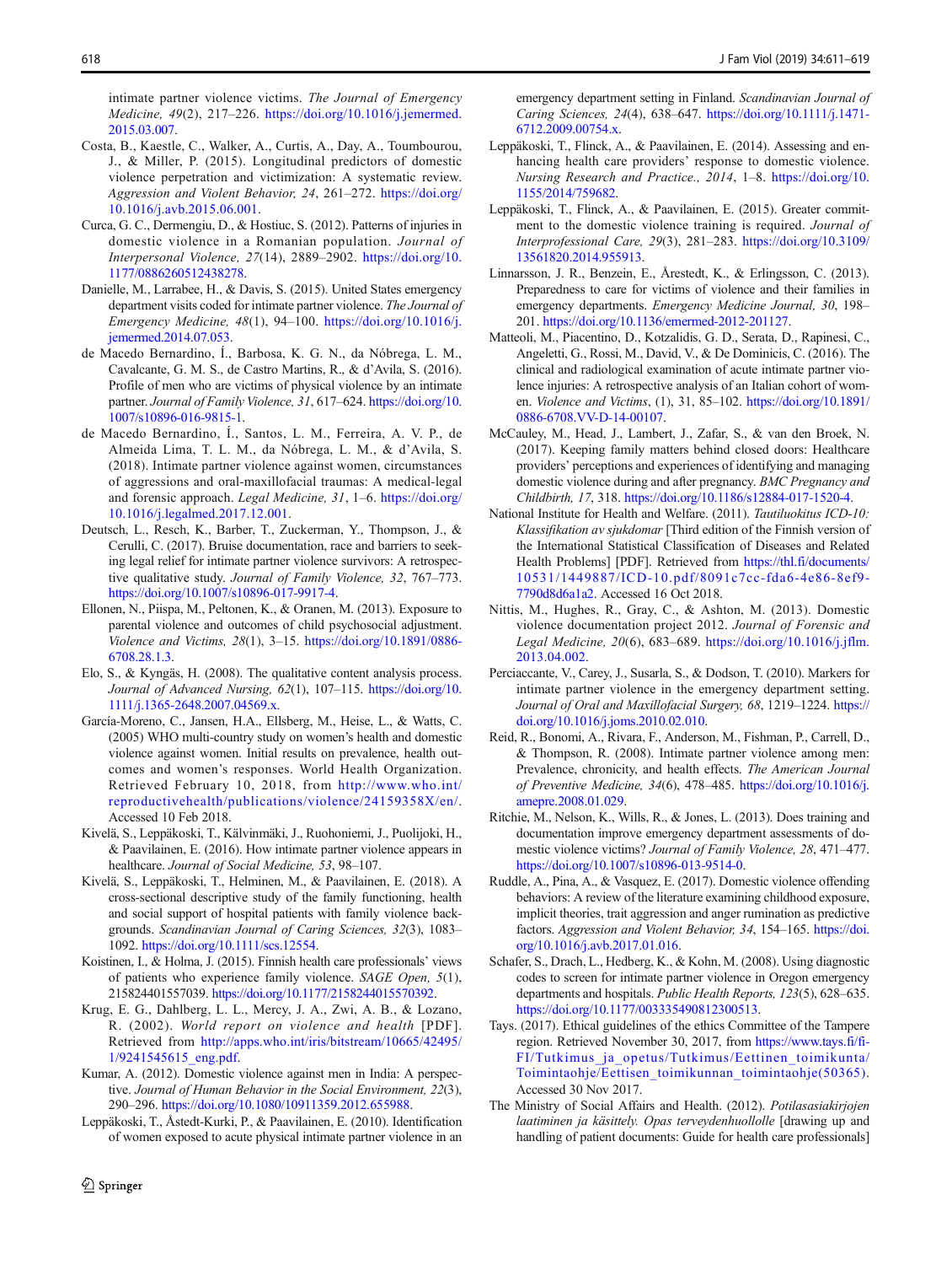intimate partner violence victims. *The Journal of Emergency Medicine, 49*(2), 217–226. https://doi.org/10.1016/j.jemermed.2015.03.007.

Costa, B., Kaestle, C., Walker, A., Curtis, A., Day, A., Toumbourou, J., & Miller, P. (2015). Longitudinal predictors of domestic violence perpetration and victimization: A systematic review. *Aggression and Violent Behavior, 24*, 261–272. https://doi.org/10.1016/j.avb.2015.06.001.

Curca, G. C., Dermengiu, D., & Hostiuc, S. (2012). Patterns of injuries in domestic violence in a Romanian population. *Journal of Interpersonal Violence, 27*(14), 2889–2902. https://doi.org/10.1177/0886260512438278.

Danielle, M., Larrabee, H., & Davis, S. (2015). United States emergency department visits coded for intimate partner violence. *The Journal of Emergency Medicine, 48*(1), 94–100. https://doi.org/10.1016/j.jemermed.2014.07.053.

de Macedo Bernardino, Í., Barbosa, K. G. N., da Nóbrega, L. M., Cavalcante, G. M. S., de Castro Martins, R., & d'Avila, S. (2016). Profile of men who are victims of physical violence by an intimate partner. *Journal of Family Violence, 31*, 617–624. https://doi.org/10.1007/s10896-016-9815-1.

de Macedo Bernardino, Í., Santos, L. M., Ferreira, A. V. P., de Almeida Lima, T. L. M., da Nóbrega, L. M., & d'Avila, S. (2018). Intimate partner violence against women, circumstances of aggressions and oral-maxillofacial traumas: A medical-legal and forensic approach. *Legal Medicine, 31*, 1–6. https://doi.org/10.1016/j.legalmed.2017.12.001.

Deutsch, L., Resch, K., Barber, T., Zuckerman, Y., Thompson, J., & Cerulli, C. (2017). Bruise documentation, race and barriers to seeking legal relief for intimate partner violence survivors: A retrospective qualitative study. *Journal of Family Violence, 32*, 767–773. https://doi.org/10.1007/s10896-017-9917-4.

Ellonen, N., Piispa, M., Peltonen, K., & Oranen, M. (2013). Exposure to parental violence and outcomes of child psychosocial adjustment. *Violence and Victims, 28*(1), 3–15. https://doi.org/10.1891/0886-6708.28.1.3.

Elo, S., & Kyngäs, H. (2008). The qualitative content analysis process. *Journal of Advanced Nursing, 62*(1), 107–115. https://doi.org/10.1111/j.1365-2648.2007.04569.x.

García-Moreno, C., Jansen, H.A., Ellsberg, M., Heise, L., & Watts, C. (2005) WHO multi-country study on women's health and domestic violence against women. Initial results on prevalence, health outcomes and women's responses. World Health Organization. Retrieved February 10, 2018, from http://www.who.int/reproductivehealth/publications/violence/24159358X/en/. Accessed 10 Feb 2018.

Kivelä, S., Leppäkoski, T., Kälvinmäki, J., Ruohoniemi, J., Puolijoki, H., & Paavilainen, E. (2016). How intimate partner violence appears in healthcare. *Journal of Social Medicine, 53*, 98–107.

Kivelä, S., Leppäkoski, T., Helminen, M., & Paavilainen, E. (2018). A cross-sectional descriptive study of the family functioning, health and social support of hospital patients with family violence backgrounds. *Scandinavian Journal of Caring Sciences, 32*(3), 1083–1092. https://doi.org/10.1111/scs.12554.

Koistinen, I., & Holma, J. (2015). Finnish health care professionals' views of patients who experience family violence. *SAGE Open, 5*(1), 215824401557039. https://doi.org/10.1177/2158244015570392.

Krug, E. G., Dahlberg, L. L., Mercy, J. A., Zwi, A. B., & Lozano, R. (2002). *World report on violence and health* [PDF]. Retrieved from http://apps.who.int/iris/bitstream/10665/42495/1/9241545615_eng.pdf.

Kumar, A. (2012). Domestic violence against men in India: A perspective. *Journal of Human Behavior in the Social Environment, 22*(3), 290–296. https://doi.org/10.1080/10911359.2012.655988.

Leppäkoski, T., Åstedt-Kurki, P., & Paavilainen, E. (2010). Identification of women exposed to acute physical intimate partner violence in an emergency department setting in Finland. *Scandinavian Journal of Caring Sciences, 24*(4), 638–647. https://doi.org/10.1111/j.1471-6712.2009.00754.x.

Leppäkoski, T., Flinck, A., & Paavilainen, E. (2014). Assessing and enhancing health care providers' response to domestic violence. *Nursing Research and Practice., 2014*, 1–8. https://doi.org/10.1155/2014/759682.

Leppäkoski, T., Flinck, A., & Paavilainen, E. (2015). Greater commitment to the domestic violence training is required. *Journal of Interprofessional Care, 29*(3), 281–283. https://doi.org/10.3109/13561820.2014.955913.

Linnarsson, J. R., Benzein, E., Årestedt, K., & Erlingsson, C. (2013). Preparedness to care for victims of violence and their families in emergency departments. *Emergency Medicine Journal, 30*, 198–201. https://doi.org/10.1136/emermed-2012-201127.

Matteoli, M., Piacentino, D., Kotzalidis, G. D., Serata, D., Rapinesi, C., Angeletti, G., Rossi, M., David, V., & De Dominicis, C. (2016). The clinical and radiological examination of acute intimate partner violence injuries: A retrospective analysis of an Italian cohort of women. *Violence and Victims*, (1), 31, 85–102. https://doi.org/10.1891/0886-6708.VV-D-14-00107.

McCauley, M., Head, J., Lambert, J., Zafar, S., & van den Broek, N. (2017). Keeping family matters behind closed doors: Healthcare providers' perceptions and experiences of identifying and managing domestic violence during and after pregnancy. *BMC Pregnancy and Childbirth, 17*, 318. https://doi.org/10.1186/s12884-017-1520-4.

National Institute for Health and Welfare. (2011). *Tautiluokitus ICD-10: Klassifikation av sjukdomar* [Third edition of the Finnish version of the International Statistical Classification of Diseases and Related Health Problems] [PDF]. Retrieved from https://thl.fi/documents/10531/1449887/ICD-10.pdf/8091c7cc-fda6-4e86-8ef9-7790d8d6a1a2. Accessed 16 Oct 2018.

Nittis, M., Hughes, R., Gray, C., & Ashton, M. (2013). Domestic violence documentation project 2012. *Journal of Forensic and Legal Medicine, 20*(6), 683–689. https://doi.org/10.1016/j.jflm.2013.04.002.

Perciaccante, V., Carey, J., Susarla, S., & Dodson, T. (2010). Markers for intimate partner violence in the emergency department setting. *Journal of Oral and Maxillofacial Surgery, 68*, 1219–1224. https://doi.org/10.1016/j.joms.2010.02.010.

Reid, R., Bonomi, A., Rivara, F., Anderson, M., Fishman, P., Carrell, D., & Thompson, R. (2008). Intimate partner violence among men: Prevalence, chronicity, and health effects. *The American Journal of Preventive Medicine, 34*(6), 478–485. https://doi.org/10.1016/j.amepre.2008.01.029.

Ritchie, M., Nelson, K., Wills, R., & Jones, L. (2013). Does training and documentation improve emergency department assessments of domestic violence victims? *Journal of Family Violence, 28*, 471–477. https://doi.org/10.1007/s10896-013-9514-0.

Ruddle, A., Pina, A., & Vasquez, E. (2017). Domestic violence offending behaviors: A review of the literature examining childhood exposure, implicit theories, trait aggression and anger rumination as predictive factors. *Aggression and Violent Behavior, 34*, 154–165. https://doi.org/10.1016/j.avb.2017.01.016.

Schafer, S., Drach, L., Hedberg, K., & Kohn, M. (2008). Using diagnostic codes to screen for intimate partner violence in Oregon emergency departments and hospitals. *Public Health Reports, 123*(5), 628–635. https://doi.org/10.1177/003335490812300513.

Tays. (2017). Ethical guidelines of the ethics Committee of the Tampere region. Retrieved November 30, 2017, from https://www.tays.fi/fi-FI/Tutkimus_ja_opetus/Tutkimus/Eettinen_toimikunta/Toimintaohje/Eettisen_toimikunnan_toimintaohje(50365). Accessed 30 Nov 2017.

The Ministry of Social Affairs and Health. (2012). *Potilasasiakirjojen laatiminen ja käsittely. Opas terveydenhuollolle* [drawing up and handling of patient documents: Guide for health care professionals]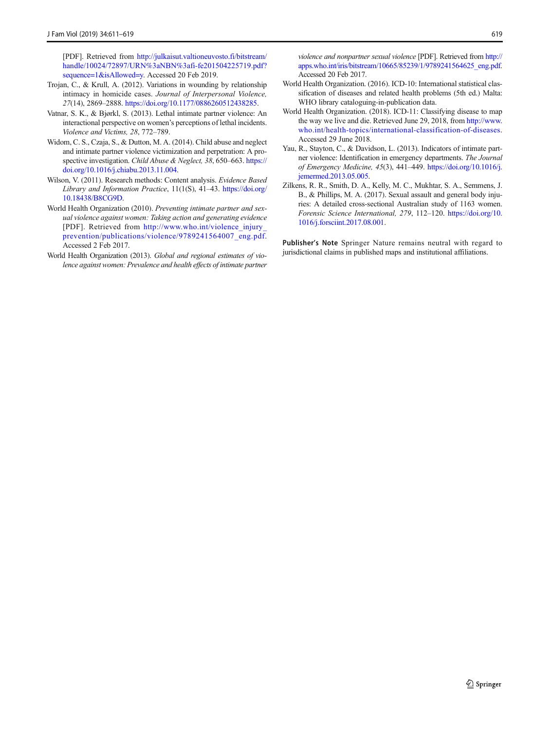[PDF]. Retrieved from http://julkaisut.valtioneuvosto.fi/bitstream/handle/10024/72897/URN%3aNBN%3afi-fe201504225719.pdf?sequence=1&isAllowed=y. Accessed 20 Feb 2019.

Trojan, C., & Krull, A. (2012). Variations in wounding by relationship intimacy in homicide cases. *Journal of Interpersonal Violence, 27*(14), 2869–2888. https://doi.org/10.1177/0886260512438285.

Vatnar, S. K., & Bjørkl, S. (2013). Lethal intimate partner violence: An interactional perspective on women's perceptions of lethal incidents. *Violence and Victims, 28*, 772–789.

Widom, C. S., Czaja, S., & Dutton, M. A. (2014). Child abuse and neglect and intimate partner violence victimization and perpetration: A prospective investigation. *Child Abuse & Neglect, 38*, 650–663. https://doi.org/10.1016/j.chiabu.2013.11.004.

Wilson, V. (2011). Research methods: Content analysis. *Evidence Based Library and Information Practice*, 11(1(S), 41–43. https://doi.org/10.18438/B8CG9D.

World Health Organization (2010). *Preventing intimate partner and sexual violence against women: Taking action and generating evidence* [PDF]. Retrieved from http://www.who.int/violence_injury_prevention/publications/violence/9789241564007_eng.pdf. Accessed 2 Feb 2017.

World Health Organization (2013). *Global and regional estimates of violence against women: Prevalence and health effects of intimate partner violence and nonpartner sexual violence* [PDF]. Retrieved from http://apps.who.int/iris/bitstream/10665/85239/1/9789241564625_eng.pdf. Accessed 20 Feb 2017.

World Health Organization. (2016). ICD-10: International statistical classification of diseases and related health problems (5th ed.) Malta: WHO library cataloguing-in-publication data.

World Health Organization. (2018). ICD-11: Classifying disease to map the way we live and die. Retrieved June 29, 2018, from http://www.who.int/health-topics/international-classification-of-diseases. Accessed 29 June 2018.

Yau, R., Stayton, C., & Davidson, L. (2013). Indicators of intimate partner violence: Identification in emergency departments. *The Journal of Emergency Medicine, 45*(3), 441–449. https://doi.org/10.1016/j.jemermed.2013.05.005.

Zilkens, R. R., Smith, D. A., Kelly, M. C., Mukhtar, S. A., Semmens, J. B., & Phillips, M. A. (2017). Sexual assault and general body injuries: A detailed cross-sectional Australian study of 1163 women. *Forensic Science International, 279*, 112–120. https://doi.org/10.1016/j.forsciint.2017.08.001.

**Publisher's Note** Springer Nature remains neutral with regard to jurisdictional claims in published maps and institutional affiliations.